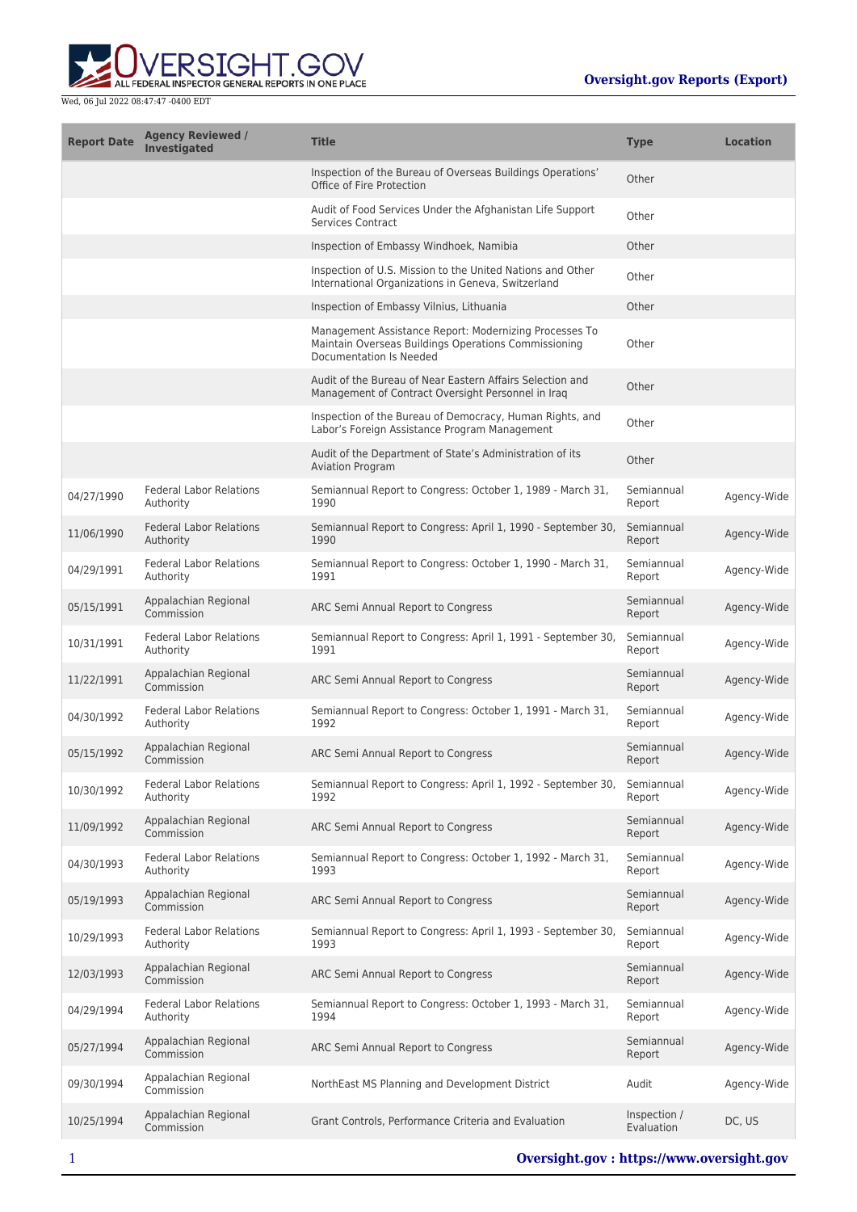Wed, 06 Jul 2022 08:47:47 -0400 EDT

**Oversight.gov Reports (Export)**

| Report Date | Agency Reviewed / Investigated | Title | Type | Location |
|---|---|---|---|---|
| | | Inspection of the Bureau of Overseas Buildings Operations' Office of Fire Protection | Other | |
| | | Audit of Food Services Under the Afghanistan Life Support Services Contract | Other | |
| | | Inspection of Embassy Windhoek, Namibia | Other | |
| | | Inspection of U.S. Mission to the United Nations and Other International Organizations in Geneva, Switzerland | Other | |
| | | Inspection of Embassy Vilnius, Lithuania | Other | |
| | | Management Assistance Report: Modernizing Processes To Maintain Overseas Buildings Operations Commissioning Documentation Is Needed | Other | |
| | | Audit of the Bureau of Near Eastern Affairs Selection and Management of Contract Oversight Personnel in Iraq | Other | |
| | | Inspection of the Bureau of Democracy, Human Rights, and Labor's Foreign Assistance Program Management | Other | |
| | | Audit of the Department of State's Administration of its Aviation Program | Other | |
| 04/27/1990 | Federal Labor Relations Authority | Semiannual Report to Congress: October 1, 1989 - March 31, 1990 | Semiannual Report | Agency-Wide |
| 11/06/1990 | Federal Labor Relations Authority | Semiannual Report to Congress: April 1, 1990 - September 30, 1990 | Semiannual Report | Agency-Wide |
| 04/29/1991 | Federal Labor Relations Authority | Semiannual Report to Congress: October 1, 1990 - March 31, 1991 | Semiannual Report | Agency-Wide |
| 05/15/1991 | Appalachian Regional Commission | ARC Semi Annual Report to Congress | Semiannual Report | Agency-Wide |
| 10/31/1991 | Federal Labor Relations Authority | Semiannual Report to Congress: April 1, 1991 - September 30, 1991 | Semiannual Report | Agency-Wide |
| 11/22/1991 | Appalachian Regional Commission | ARC Semi Annual Report to Congress | Semiannual Report | Agency-Wide |
| 04/30/1992 | Federal Labor Relations Authority | Semiannual Report to Congress: October 1, 1991 - March 31, 1992 | Semiannual Report | Agency-Wide |
| 05/15/1992 | Appalachian Regional Commission | ARC Semi Annual Report to Congress | Semiannual Report | Agency-Wide |
| 10/30/1992 | Federal Labor Relations Authority | Semiannual Report to Congress: April 1, 1992 - September 30, 1992 | Semiannual Report | Agency-Wide |
| 11/09/1992 | Appalachian Regional Commission | ARC Semi Annual Report to Congress | Semiannual Report | Agency-Wide |
| 04/30/1993 | Federal Labor Relations Authority | Semiannual Report to Congress: October 1, 1992 - March 31, 1993 | Semiannual Report | Agency-Wide |
| 05/19/1993 | Appalachian Regional Commission | ARC Semi Annual Report to Congress | Semiannual Report | Agency-Wide |
| 10/29/1993 | Federal Labor Relations Authority | Semiannual Report to Congress: April 1, 1993 - September 30, 1993 | Semiannual Report | Agency-Wide |
| 12/03/1993 | Appalachian Regional Commission | ARC Semi Annual Report to Congress | Semiannual Report | Agency-Wide |
| 04/29/1994 | Federal Labor Relations Authority | Semiannual Report to Congress: October 1, 1993 - March 31, 1994 | Semiannual Report | Agency-Wide |
| 05/27/1994 | Appalachian Regional Commission | ARC Semi Annual Report to Congress | Semiannual Report | Agency-Wide |
| 09/30/1994 | Appalachian Regional Commission | NorthEast MS Planning and Development District | Audit | Agency-Wide |
| 10/25/1994 | Appalachian Regional Commission | Grant Controls, Performance Criteria and Evaluation | Inspection / Evaluation | DC, US |

**Oversight.gov : https://www.oversight.gov**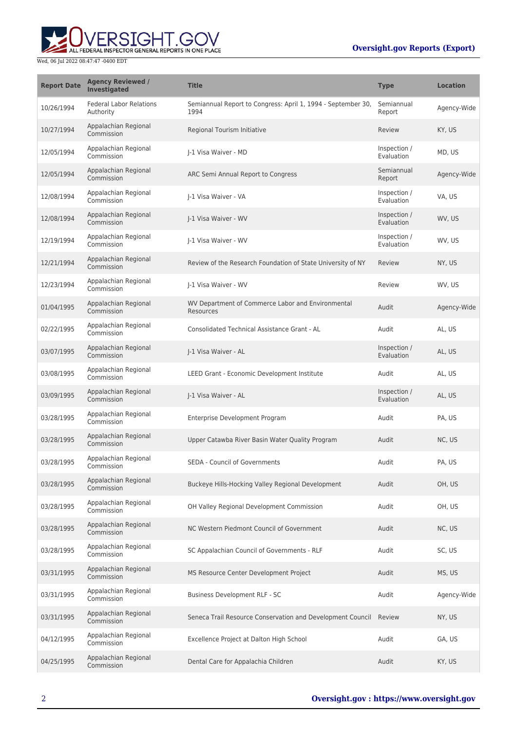| Report Date | Agency Reviewed / Investigated | Title | Type | Location |
| --- | --- | --- | --- | --- |
| 10/26/1994 | Federal Labor Relations Authority | Semiannual Report to Congress: April 1, 1994 - September 30, 1994 | Semiannual Report | Agency-Wide |
| 10/27/1994 | Appalachian Regional Commission | Regional Tourism Initiative | Review | KY, US |
| 12/05/1994 | Appalachian Regional Commission | J-1 Visa Waiver - MD | Inspection / Evaluation | MD, US |
| 12/05/1994 | Appalachian Regional Commission | ARC Semi Annual Report to Congress | Semiannual Report | Agency-Wide |
| 12/08/1994 | Appalachian Regional Commission | J-1 Visa Waiver - VA | Inspection / Evaluation | VA, US |
| 12/08/1994 | Appalachian Regional Commission | J-1 Visa Waiver - WV | Inspection / Evaluation | WV, US |
| 12/19/1994 | Appalachian Regional Commission | J-1 Visa Waiver - WV | Inspection / Evaluation | WV, US |
| 12/21/1994 | Appalachian Regional Commission | Review of the Research Foundation of State University of NY | Review | NY, US |
| 12/23/1994 | Appalachian Regional Commission | J-1 Visa Waiver - WV | Review | WV, US |
| 01/04/1995 | Appalachian Regional Commission | WV Department of Commerce Labor and Environmental Resources | Audit | Agency-Wide |
| 02/22/1995 | Appalachian Regional Commission | Consolidated Technical Assistance Grant - AL | Audit | AL, US |
| 03/07/1995 | Appalachian Regional Commission | J-1 Visa Waiver - AL | Inspection / Evaluation | AL, US |
| 03/08/1995 | Appalachian Regional Commission | LEED Grant - Economic Development Institute | Audit | AL, US |
| 03/09/1995 | Appalachian Regional Commission | J-1 Visa Waiver - AL | Inspection / Evaluation | AL, US |
| 03/28/1995 | Appalachian Regional Commission | Enterprise Development Program | Audit | PA, US |
| 03/28/1995 | Appalachian Regional Commission | Upper Catawba River Basin Water Quality Program | Audit | NC, US |
| 03/28/1995 | Appalachian Regional Commission | SEDA - Council of Governments | Audit | PA, US |
| 03/28/1995 | Appalachian Regional Commission | Buckeye Hills-Hocking Valley Regional Development | Audit | OH, US |
| 03/28/1995 | Appalachian Regional Commission | OH Valley Regional Development Commission | Audit | OH, US |
| 03/28/1995 | Appalachian Regional Commission | NC Western Piedmont Council of Government | Audit | NC, US |
| 03/28/1995 | Appalachian Regional Commission | SC Appalachian Council of Governments - RLF | Audit | SC, US |
| 03/31/1995 | Appalachian Regional Commission | MS Resource Center Development Project | Audit | MS, US |
| 03/31/1995 | Appalachian Regional Commission | Business Development RLF - SC | Audit | Agency-Wide |
| 03/31/1995 | Appalachian Regional Commission | Seneca Trail Resource Conservation and Development Council | Review | NY, US |
| 04/12/1995 | Appalachian Regional Commission | Excellence Project at Dalton High School | Audit | GA, US |
| 04/25/1995 | Appalachian Regional Commission | Dental Care for Appalachia Children | Audit | KY, US |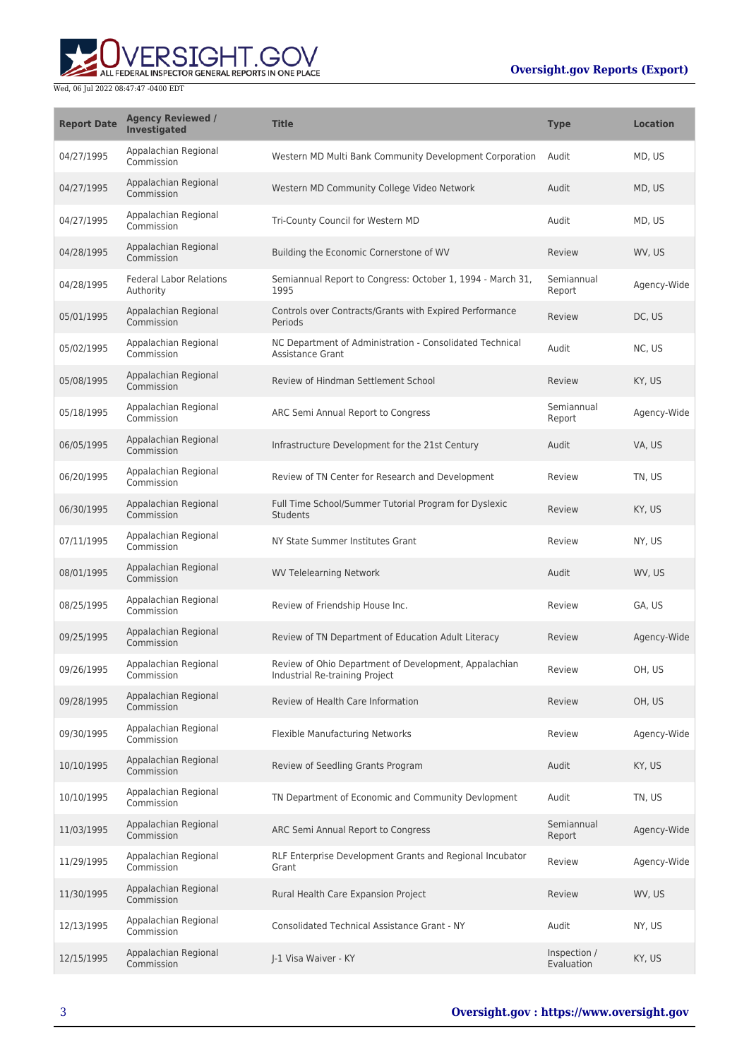| Report Date | Agency Reviewed / Investigated | Title | Type | Location |
| --- | --- | --- | --- | --- |
| 04/27/1995 | Appalachian Regional Commission | Western MD Multi Bank Community Development Corporation | Audit | MD, US |
| 04/27/1995 | Appalachian Regional Commission | Western MD Community College Video Network | Audit | MD, US |
| 04/27/1995 | Appalachian Regional Commission | Tri-County Council for Western MD | Audit | MD, US |
| 04/28/1995 | Appalachian Regional Commission | Building the Economic Cornerstone of WV | Review | WV, US |
| 04/28/1995 | Federal Labor Relations Authority | Semiannual Report to Congress: October 1, 1994 - March 31, 1995 | Semiannual Report | Agency-Wide |
| 05/01/1995 | Appalachian Regional Commission | Controls over Contracts/Grants with Expired Performance Periods | Review | DC, US |
| 05/02/1995 | Appalachian Regional Commission | NC Department of Administration - Consolidated Technical Assistance Grant | Audit | NC, US |
| 05/08/1995 | Appalachian Regional Commission | Review of Hindman Settlement School | Review | KY, US |
| 05/18/1995 | Appalachian Regional Commission | ARC Semi Annual Report to Congress | Semiannual Report | Agency-Wide |
| 06/05/1995 | Appalachian Regional Commission | Infrastructure Development for the 21st Century | Audit | VA, US |
| 06/20/1995 | Appalachian Regional Commission | Review of TN Center for Research and Development | Review | TN, US |
| 06/30/1995 | Appalachian Regional Commission | Full Time School/Summer Tutorial Program for Dyslexic Students | Review | KY, US |
| 07/11/1995 | Appalachian Regional Commission | NY State Summer Institutes Grant | Review | NY, US |
| 08/01/1995 | Appalachian Regional Commission | WV Telelearning Network | Audit | WV, US |
| 08/25/1995 | Appalachian Regional Commission | Review of Friendship House Inc. | Review | GA, US |
| 09/25/1995 | Appalachian Regional Commission | Review of TN Department of Education Adult Literacy | Review | Agency-Wide |
| 09/26/1995 | Appalachian Regional Commission | Review of Ohio Department of Development, Appalachian Industrial Re-training Project | Review | OH, US |
| 09/28/1995 | Appalachian Regional Commission | Review of Health Care Information | Review | OH, US |
| 09/30/1995 | Appalachian Regional Commission | Flexible Manufacturing Networks | Review | Agency-Wide |
| 10/10/1995 | Appalachian Regional Commission | Review of Seedling Grants Program | Audit | KY, US |
| 10/10/1995 | Appalachian Regional Commission | TN Department of Economic and Community Devlopment | Audit | TN, US |
| 11/03/1995 | Appalachian Regional Commission | ARC Semi Annual Report to Congress | Semiannual Report | Agency-Wide |
| 11/29/1995 | Appalachian Regional Commission | RLF Enterprise Development Grants and Regional Incubator Grant | Review | Agency-Wide |
| 11/30/1995 | Appalachian Regional Commission | Rural Health Care Expansion Project | Review | WV, US |
| 12/13/1995 | Appalachian Regional Commission | Consolidated Technical Assistance Grant - NY | Audit | NY, US |
| 12/15/1995 | Appalachian Regional Commission | J-1 Visa Waiver - KY | Inspection / Evaluation | KY, US |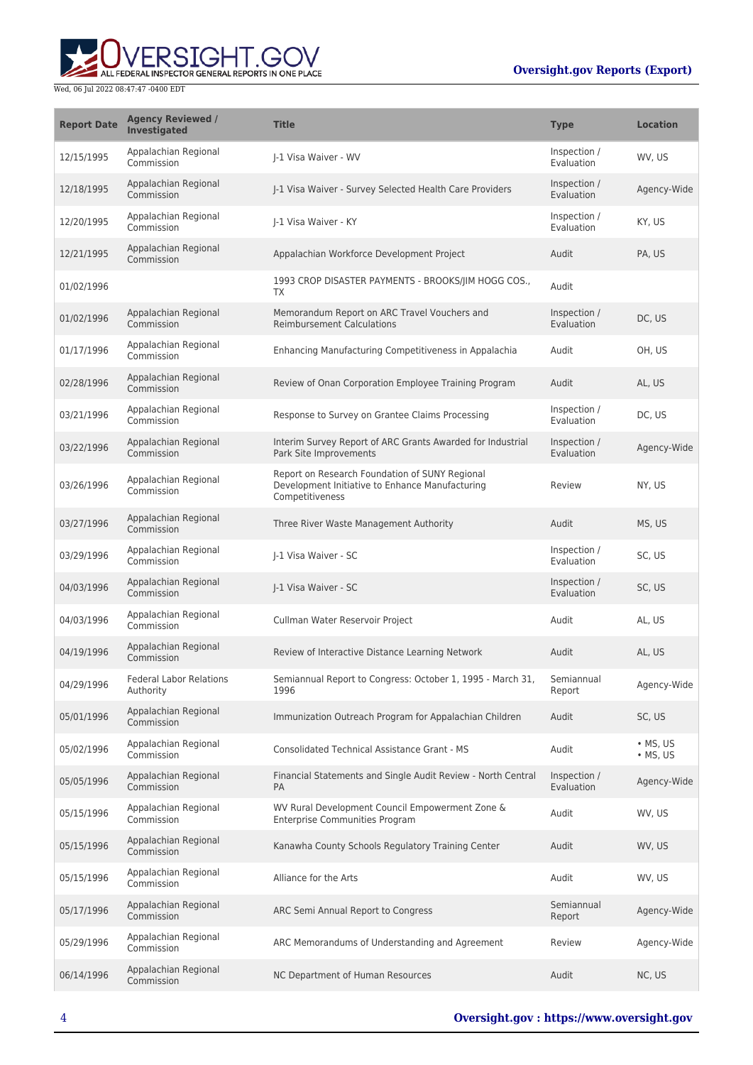| Report Date | Agency Reviewed / Investigated | Title | Type | Location |
| --- | --- | --- | --- | --- |
| 12/15/1995 | Appalachian Regional Commission | J-1 Visa Waiver - WV | Inspection / Evaluation | WV, US |
| 12/18/1995 | Appalachian Regional Commission | J-1 Visa Waiver - Survey Selected Health Care Providers | Inspection / Evaluation | Agency-Wide |
| 12/20/1995 | Appalachian Regional Commission | J-1 Visa Waiver - KY | Inspection / Evaluation | KY, US |
| 12/21/1995 | Appalachian Regional Commission | Appalachian Workforce Development Project | Audit | PA, US |
| 01/02/1996 | | 1993 CROP DISASTER PAYMENTS - BROOKS/JIM HOGG COS., TX | Audit | |
| 01/02/1996 | Appalachian Regional Commission | Memorandum Report on ARC Travel Vouchers and Reimbursement Calculations | Inspection / Evaluation | DC, US |
| 01/17/1996 | Appalachian Regional Commission | Enhancing Manufacturing Competitiveness in Appalachia | Audit | OH, US |
| 02/28/1996 | Appalachian Regional Commission | Review of Onan Corporation Employee Training Program | Audit | AL, US |
| 03/21/1996 | Appalachian Regional Commission | Response to Survey on Grantee Claims Processing | Inspection / Evaluation | DC, US |
| 03/22/1996 | Appalachian Regional Commission | Interim Survey Report of ARC Grants Awarded for Industrial Park Site Improvements | Inspection / Evaluation | Agency-Wide |
| 03/26/1996 | Appalachian Regional Commission | Report on Research Foundation of SUNY Regional Development Initiative to Enhance Manufacturing Competitiveness | Review | NY, US |
| 03/27/1996 | Appalachian Regional Commission | Three River Waste Management Authority | Audit | MS, US |
| 03/29/1996 | Appalachian Regional Commission | J-1 Visa Waiver - SC | Inspection / Evaluation | SC, US |
| 04/03/1996 | Appalachian Regional Commission | J-1 Visa Waiver - SC | Inspection / Evaluation | SC, US |
| 04/03/1996 | Appalachian Regional Commission | Cullman Water Reservoir Project | Audit | AL, US |
| 04/19/1996 | Appalachian Regional Commission | Review of Interactive Distance Learning Network | Audit | AL, US |
| 04/29/1996 | Federal Labor Relations Authority | Semiannual Report to Congress: October 1, 1995 - March 31, 1996 | Semiannual Report | Agency-Wide |
| 05/01/1996 | Appalachian Regional Commission | Immunization Outreach Program for Appalachian Children | Audit | SC, US |
| 05/02/1996 | Appalachian Regional Commission | Consolidated Technical Assistance Grant - MS | Audit | • MS, US • MS, US |
| 05/05/1996 | Appalachian Regional Commission | Financial Statements and Single Audit Review - North Central PA | Inspection / Evaluation | Agency-Wide |
| 05/15/1996 | Appalachian Regional Commission | WV Rural Development Council Empowerment Zone & Enterprise Communities Program | Audit | WV, US |
| 05/15/1996 | Appalachian Regional Commission | Kanawha County Schools Regulatory Training Center | Audit | WV, US |
| 05/15/1996 | Appalachian Regional Commission | Alliance for the Arts | Audit | WV, US |
| 05/17/1996 | Appalachian Regional Commission | ARC Semi Annual Report to Congress | Semiannual Report | Agency-Wide |
| 05/29/1996 | Appalachian Regional Commission | ARC Memorandums of Understanding and Agreement | Review | Agency-Wide |
| 06/14/1996 | Appalachian Regional Commission | NC Department of Human Resources | Audit | NC, US |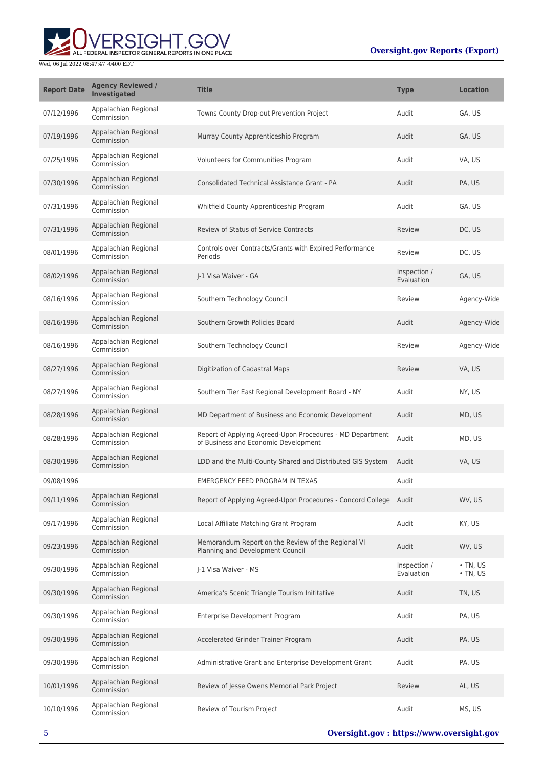| Report Date | Agency Reviewed / Investigated | Title | Type | Location |
| --- | --- | --- | --- | --- |
| 07/12/1996 | Appalachian Regional Commission | Towns County Drop-out Prevention Project | Audit | GA, US |
| 07/19/1996 | Appalachian Regional Commission | Murray County Apprenticeship Program | Audit | GA, US |
| 07/25/1996 | Appalachian Regional Commission | Volunteers for Communities Program | Audit | VA, US |
| 07/30/1996 | Appalachian Regional Commission | Consolidated Technical Assistance Grant - PA | Audit | PA, US |
| 07/31/1996 | Appalachian Regional Commission | Whitfield County Apprenticeship Program | Audit | GA, US |
| 07/31/1996 | Appalachian Regional Commission | Review of Status of Service Contracts | Review | DC, US |
| 08/01/1996 | Appalachian Regional Commission | Controls over Contracts/Grants with Expired Performance Periods | Review | DC, US |
| 08/02/1996 | Appalachian Regional Commission | J-1 Visa Waiver - GA | Inspection / Evaluation | GA, US |
| 08/16/1996 | Appalachian Regional Commission | Southern Technology Council | Review | Agency-Wide |
| 08/16/1996 | Appalachian Regional Commission | Southern Growth Policies Board | Audit | Agency-Wide |
| 08/16/1996 | Appalachian Regional Commission | Southern Technology Council | Review | Agency-Wide |
| 08/27/1996 | Appalachian Regional Commission | Digitization of Cadastral Maps | Review | VA, US |
| 08/27/1996 | Appalachian Regional Commission | Southern Tier East Regional Development Board - NY | Audit | NY, US |
| 08/28/1996 | Appalachian Regional Commission | MD Department of Business and Economic Development | Audit | MD, US |
| 08/28/1996 | Appalachian Regional Commission | Report of Applying Agreed-Upon Procedures - MD Department of Business and Economic Development | Audit | MD, US |
| 08/30/1996 | Appalachian Regional Commission | LDD and the Multi-County Shared and Distributed GIS System | Audit | VA, US |
| 09/08/1996 | | EMERGENCY FEED PROGRAM IN TEXAS | Audit | |
| 09/11/1996 | Appalachian Regional Commission | Report of Applying Agreed-Upon Procedures - Concord College | Audit | WV, US |
| 09/17/1996 | Appalachian Regional Commission | Local Affiliate Matching Grant Program | Audit | KY, US |
| 09/23/1996 | Appalachian Regional Commission | Memorandum Report on the Review of the Regional VI Planning and Development Council | Audit | WV, US |
| 09/30/1996 | Appalachian Regional Commission | J-1 Visa Waiver - MS | Inspection / Evaluation | • TN, US • TN, US |
| 09/30/1996 | Appalachian Regional Commission | America's Scenic Triangle Tourism Inititative | Audit | TN, US |
| 09/30/1996 | Appalachian Regional Commission | Enterprise Development Program | Audit | PA, US |
| 09/30/1996 | Appalachian Regional Commission | Accelerated Grinder Trainer Program | Audit | PA, US |
| 09/30/1996 | Appalachian Regional Commission | Administrative Grant and Enterprise Development Grant | Audit | PA, US |
| 10/01/1996 | Appalachian Regional Commission | Review of Jesse Owens Memorial Park Project | Review | AL, US |
| 10/10/1996 | Appalachian Regional Commission | Review of Tourism Project | Audit | MS, US |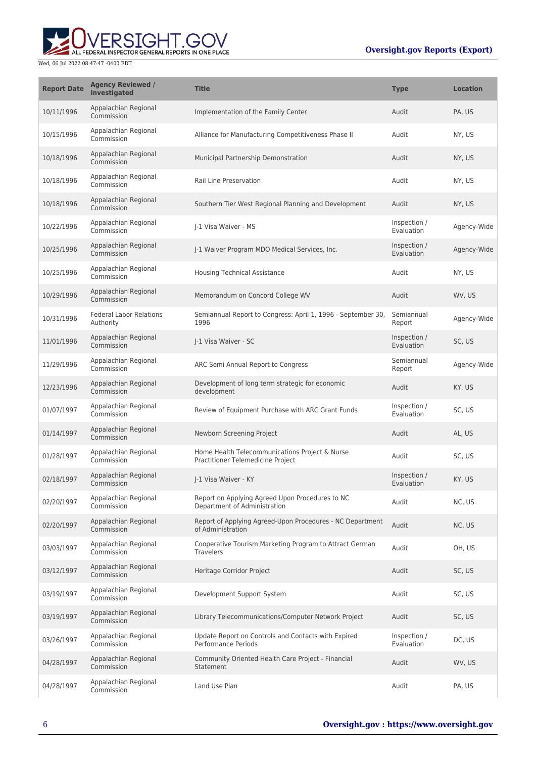| Report Date | Agency Reviewed / Investigated | Title | Type | Location |
| --- | --- | --- | --- | --- |
| 10/11/1996 | Appalachian Regional Commission | Implementation of the Family Center | Audit | PA, US |
| 10/15/1996 | Appalachian Regional Commission | Alliance for Manufacturing Competitiveness Phase II | Audit | NY, US |
| 10/18/1996 | Appalachian Regional Commission | Municipal Partnership Demonstration | Audit | NY, US |
| 10/18/1996 | Appalachian Regional Commission | Rail Line Preservation | Audit | NY, US |
| 10/18/1996 | Appalachian Regional Commission | Southern Tier West Regional Planning and Development | Audit | NY, US |
| 10/22/1996 | Appalachian Regional Commission | J-1 Visa Waiver - MS | Inspection / Evaluation | Agency-Wide |
| 10/25/1996 | Appalachian Regional Commission | J-1 Waiver Program MDO Medical Services, Inc. | Inspection / Evaluation | Agency-Wide |
| 10/25/1996 | Appalachian Regional Commission | Housing Technical Assistance | Audit | NY, US |
| 10/29/1996 | Appalachian Regional Commission | Memorandum on Concord College WV | Audit | WV, US |
| 10/31/1996 | Federal Labor Relations Authority | Semiannual Report to Congress: April 1, 1996 - September 30, 1996 | Semiannual Report | Agency-Wide |
| 11/01/1996 | Appalachian Regional Commission | J-1 Visa Waiver - SC | Inspection / Evaluation | SC, US |
| 11/29/1996 | Appalachian Regional Commission | ARC Semi Annual Report to Congress | Semiannual Report | Agency-Wide |
| 12/23/1996 | Appalachian Regional Commission | Development of long term strategic for economic development | Audit | KY, US |
| 01/07/1997 | Appalachian Regional Commission | Review of Equipment Purchase with ARC Grant Funds | Inspection / Evaluation | SC, US |
| 01/14/1997 | Appalachian Regional Commission | Newborn Screening Project | Audit | AL, US |
| 01/28/1997 | Appalachian Regional Commission | Home Health Telecommunications Project & Nurse Practitioner Telemedicine Project | Audit | SC, US |
| 02/18/1997 | Appalachian Regional Commission | J-1 Visa Waiver - KY | Inspection / Evaluation | KY, US |
| 02/20/1997 | Appalachian Regional Commission | Report on Applying Agreed Upon Procedures to NC Department of Administration | Audit | NC, US |
| 02/20/1997 | Appalachian Regional Commission | Report of Applying Agreed-Upon Procedures - NC Department of Administration | Audit | NC, US |
| 03/03/1997 | Appalachian Regional Commission | Cooperative Tourism Marketing Program to Attract German Travelers | Audit | OH, US |
| 03/12/1997 | Appalachian Regional Commission | Heritage Corridor Project | Audit | SC, US |
| 03/19/1997 | Appalachian Regional Commission | Development Support System | Audit | SC, US |
| 03/19/1997 | Appalachian Regional Commission | Library Telecommunications/Computer Network Project | Audit | SC, US |
| 03/26/1997 | Appalachian Regional Commission | Update Report on Controls and Contacts with Expired Performance Periods | Inspection / Evaluation | DC, US |
| 04/28/1997 | Appalachian Regional Commission | Community Oriented Health Care Project - Financial Statement | Audit | WV, US |
| 04/28/1997 | Appalachian Regional Commission | Land Use Plan | Audit | PA, US |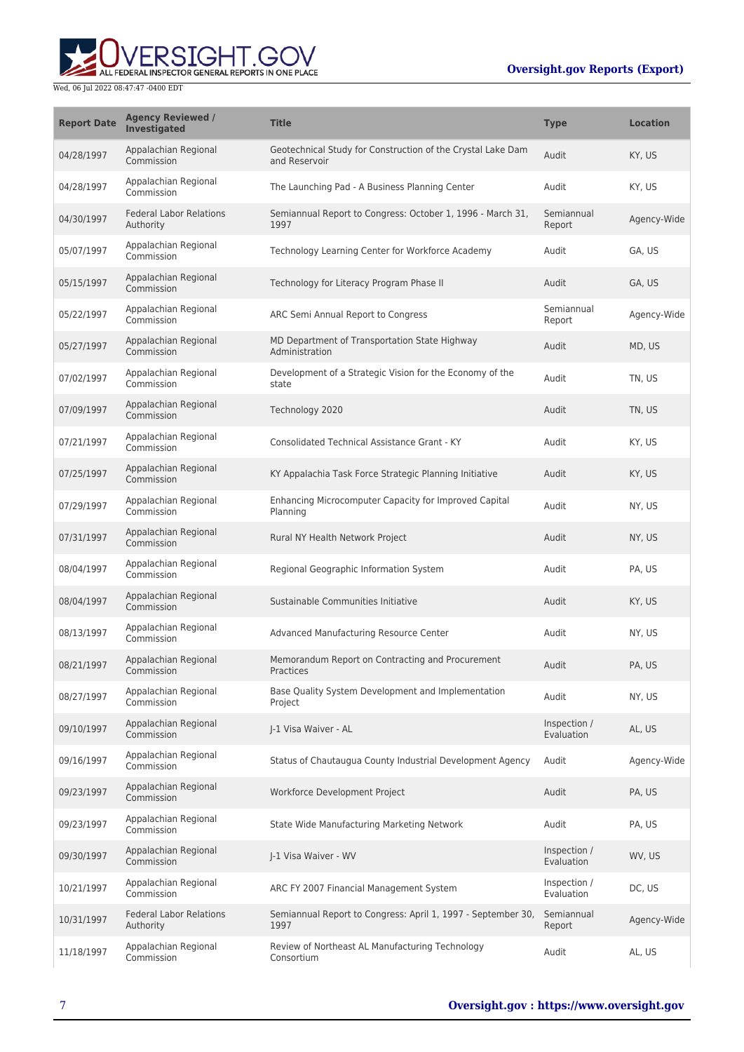| Report Date | Agency Reviewed / Investigated | Title | Type | Location |
| --- | --- | --- | --- | --- |
| 04/28/1997 | Appalachian Regional Commission | Geotechnical Study for Construction of the Crystal Lake Dam and Reservoir | Audit | KY, US |
| 04/28/1997 | Appalachian Regional Commission | The Launching Pad - A Business Planning Center | Audit | KY, US |
| 04/30/1997 | Federal Labor Relations Authority | Semiannual Report to Congress: October 1, 1996 - March 31, 1997 | Semiannual Report | Agency-Wide |
| 05/07/1997 | Appalachian Regional Commission | Technology Learning Center for Workforce Academy | Audit | GA, US |
| 05/15/1997 | Appalachian Regional Commission | Technology for Literacy Program Phase II | Audit | GA, US |
| 05/22/1997 | Appalachian Regional Commission | ARC Semi Annual Report to Congress | Semiannual Report | Agency-Wide |
| 05/27/1997 | Appalachian Regional Commission | MD Department of Transportation State Highway Administration | Audit | MD, US |
| 07/02/1997 | Appalachian Regional Commission | Development of a Strategic Vision for the Economy of the state | Audit | TN, US |
| 07/09/1997 | Appalachian Regional Commission | Technology 2020 | Audit | TN, US |
| 07/21/1997 | Appalachian Regional Commission | Consolidated Technical Assistance Grant - KY | Audit | KY, US |
| 07/25/1997 | Appalachian Regional Commission | KY Appalachia Task Force Strategic Planning Initiative | Audit | KY, US |
| 07/29/1997 | Appalachian Regional Commission | Enhancing Microcomputer Capacity for Improved Capital Planning | Audit | NY, US |
| 07/31/1997 | Appalachian Regional Commission | Rural NY Health Network Project | Audit | NY, US |
| 08/04/1997 | Appalachian Regional Commission | Regional Geographic Information System | Audit | PA, US |
| 08/04/1997 | Appalachian Regional Commission | Sustainable Communities Initiative | Audit | KY, US |
| 08/13/1997 | Appalachian Regional Commission | Advanced Manufacturing Resource Center | Audit | NY, US |
| 08/21/1997 | Appalachian Regional Commission | Memorandum Report on Contracting and Procurement Practices | Audit | PA, US |
| 08/27/1997 | Appalachian Regional Commission | Base Quality System Development and Implementation Project | Audit | NY, US |
| 09/10/1997 | Appalachian Regional Commission | J-1 Visa Waiver - AL | Inspection / Evaluation | AL, US |
| 09/16/1997 | Appalachian Regional Commission | Status of Chautauqua County Industrial Development Agency | Audit | Agency-Wide |
| 09/23/1997 | Appalachian Regional Commission | Workforce Development Project | Audit | PA, US |
| 09/23/1997 | Appalachian Regional Commission | State Wide Manufacturing Marketing Network | Audit | PA, US |
| 09/30/1997 | Appalachian Regional Commission | J-1 Visa Waiver - WV | Inspection / Evaluation | WV, US |
| 10/21/1997 | Appalachian Regional Commission | ARC FY 2007 Financial Management System | Inspection / Evaluation | DC, US |
| 10/31/1997 | Federal Labor Relations Authority | Semiannual Report to Congress: April 1, 1997 - September 30, 1997 | Semiannual Report | Agency-Wide |
| 11/18/1997 | Appalachian Regional Commission | Review of Northeast AL Manufacturing Technology Consortium | Audit | AL, US |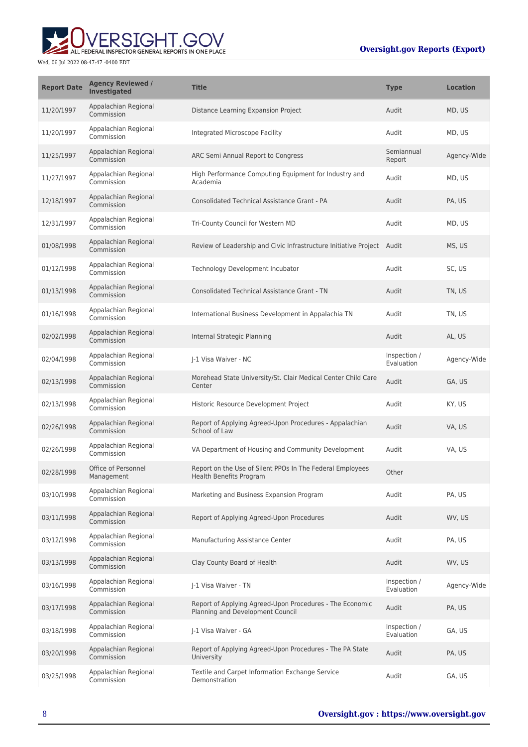| Report Date | Agency Reviewed / Investigated | Title | Type | Location |
| --- | --- | --- | --- | --- |
| 11/20/1997 | Appalachian Regional Commission | Distance Learning Expansion Project | Audit | MD, US |
| 11/20/1997 | Appalachian Regional Commission | Integrated Microscope Facility | Audit | MD, US |
| 11/25/1997 | Appalachian Regional Commission | ARC Semi Annual Report to Congress | Semiannual Report | Agency-Wide |
| 11/27/1997 | Appalachian Regional Commission | High Performance Computing Equipment for Industry and Academia | Audit | MD, US |
| 12/18/1997 | Appalachian Regional Commission | Consolidated Technical Assistance Grant - PA | Audit | PA, US |
| 12/31/1997 | Appalachian Regional Commission | Tri-County Council for Western MD | Audit | MD, US |
| 01/08/1998 | Appalachian Regional Commission | Review of Leadership and Civic Infrastructure Initiative Project | Audit | MS, US |
| 01/12/1998 | Appalachian Regional Commission | Technology Development Incubator | Audit | SC, US |
| 01/13/1998 | Appalachian Regional Commission | Consolidated Technical Assistance Grant - TN | Audit | TN, US |
| 01/16/1998 | Appalachian Regional Commission | International Business Development in Appalachia TN | Audit | TN, US |
| 02/02/1998 | Appalachian Regional Commission | Internal Strategic Planning | Audit | AL, US |
| 02/04/1998 | Appalachian Regional Commission | J-1 Visa Waiver - NC | Inspection / Evaluation | Agency-Wide |
| 02/13/1998 | Appalachian Regional Commission | Morehead State University/St. Clair Medical Center Child Care Center | Audit | GA, US |
| 02/13/1998 | Appalachian Regional Commission | Historic Resource Development Project | Audit | KY, US |
| 02/26/1998 | Appalachian Regional Commission | Report of Applying Agreed-Upon Procedures - Appalachian School of Law | Audit | VA, US |
| 02/26/1998 | Appalachian Regional Commission | VA Department of Housing and Community Development | Audit | VA, US |
| 02/28/1998 | Office of Personnel Management | Report on the Use of Silent PPOs In The Federal Employees Health Benefits Program | Other | |
| 03/10/1998 | Appalachian Regional Commission | Marketing and Business Expansion Program | Audit | PA, US |
| 03/11/1998 | Appalachian Regional Commission | Report of Applying Agreed-Upon Procedures | Audit | WV, US |
| 03/12/1998 | Appalachian Regional Commission | Manufacturing Assistance Center | Audit | PA, US |
| 03/13/1998 | Appalachian Regional Commission | Clay County Board of Health | Audit | WV, US |
| 03/16/1998 | Appalachian Regional Commission | J-1 Visa Waiver - TN | Inspection / Evaluation | Agency-Wide |
| 03/17/1998 | Appalachian Regional Commission | Report of Applying Agreed-Upon Procedures - The Economic Planning and Development Council | Audit | PA, US |
| 03/18/1998 | Appalachian Regional Commission | J-1 Visa Waiver - GA | Inspection / Evaluation | GA, US |
| 03/20/1998 | Appalachian Regional Commission | Report of Applying Agreed-Upon Procedures - The PA State University | Audit | PA, US |
| 03/25/1998 | Appalachian Regional Commission | Textile and Carpet Information Exchange Service Demonstration | Audit | GA, US |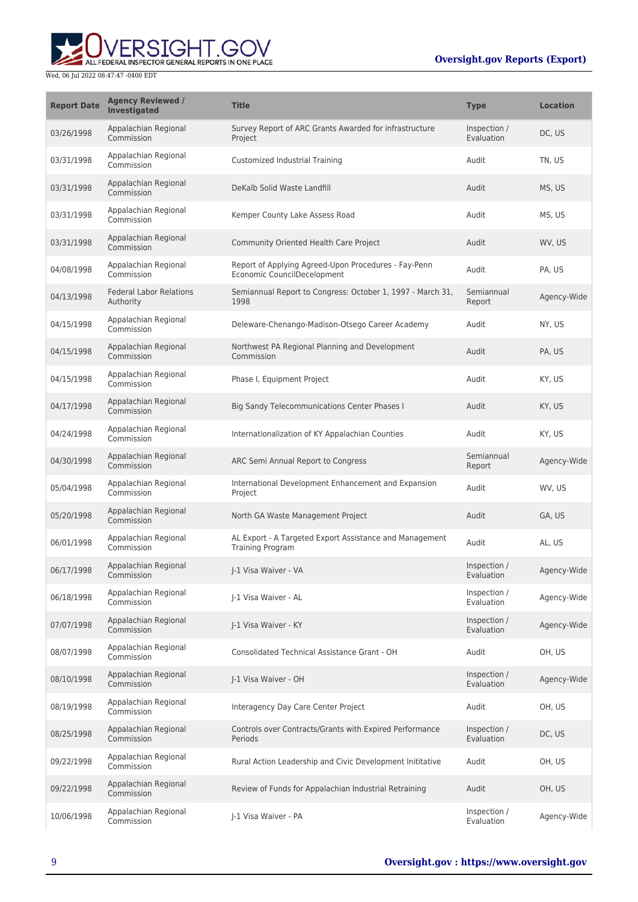| Report Date | Agency Reviewed / Investigated | Title | Type | Location |
| --- | --- | --- | --- | --- |
| 03/26/1998 | Appalachian Regional Commission | Survey Report of ARC Grants Awarded for infrastructure Project | Inspection / Evaluation | DC, US |
| 03/31/1998 | Appalachian Regional Commission | Customized Industrial Training | Audit | TN, US |
| 03/31/1998 | Appalachian Regional Commission | DeKalb Solid Waste Landfill | Audit | MS, US |
| 03/31/1998 | Appalachian Regional Commission | Kemper County Lake Assess Road | Audit | MS, US |
| 03/31/1998 | Appalachian Regional Commission | Community Oriented Health Care Project | Audit | WV, US |
| 04/08/1998 | Appalachian Regional Commission | Report of Applying Agreed-Upon Procedures - Fay-Penn Economic CouncilDecelopment | Audit | PA, US |
| 04/13/1998 | Federal Labor Relations Authority | Semiannual Report to Congress: October 1, 1997 - March 31, 1998 | Semiannual Report | Agency-Wide |
| 04/15/1998 | Appalachian Regional Commission | Deleware-Chenango-Madison-Otsego Career Academy | Audit | NY, US |
| 04/15/1998 | Appalachian Regional Commission | Northwest PA Regional Planning and Development Commission | Audit | PA, US |
| 04/15/1998 | Appalachian Regional Commission | Phase I, Equipment Project | Audit | KY, US |
| 04/17/1998 | Appalachian Regional Commission | Big Sandy Telecommunications Center Phases I | Audit | KY, US |
| 04/24/1998 | Appalachian Regional Commission | Internationalization of KY Appalachian Counties | Audit | KY, US |
| 04/30/1998 | Appalachian Regional Commission | ARC Semi Annual Report to Congress | Semiannual Report | Agency-Wide |
| 05/04/1998 | Appalachian Regional Commission | International Development Enhancement and Expansion Project | Audit | WV, US |
| 05/20/1998 | Appalachian Regional Commission | North GA Waste Management Project | Audit | GA, US |
| 06/01/1998 | Appalachian Regional Commission | AL Export - A Targeted Export Assistance and Management Training Program | Audit | AL, US |
| 06/17/1998 | Appalachian Regional Commission | J-1 Visa Waiver - VA | Inspection / Evaluation | Agency-Wide |
| 06/18/1998 | Appalachian Regional Commission | J-1 Visa Waiver - AL | Inspection / Evaluation | Agency-Wide |
| 07/07/1998 | Appalachian Regional Commission | J-1 Visa Waiver - KY | Inspection / Evaluation | Agency-Wide |
| 08/07/1998 | Appalachian Regional Commission | Consolidated Technical Assistance Grant - OH | Audit | OH, US |
| 08/10/1998 | Appalachian Regional Commission | J-1 Visa Waiver - OH | Inspection / Evaluation | Agency-Wide |
| 08/19/1998 | Appalachian Regional Commission | Interagency Day Care Center Project | Audit | OH, US |
| 08/25/1998 | Appalachian Regional Commission | Controls over Contracts/Grants with Expired Performance Periods | Inspection / Evaluation | DC, US |
| 09/22/1998 | Appalachian Regional Commission | Rural Action Leadership and Civic Development Inititative | Audit | OH, US |
| 09/22/1998 | Appalachian Regional Commission | Review of Funds for Appalachian Industrial Retraining | Audit | OH, US |
| 10/06/1998 | Appalachian Regional Commission | J-1 Visa Waiver - PA | Inspection / Evaluation | Agency-Wide |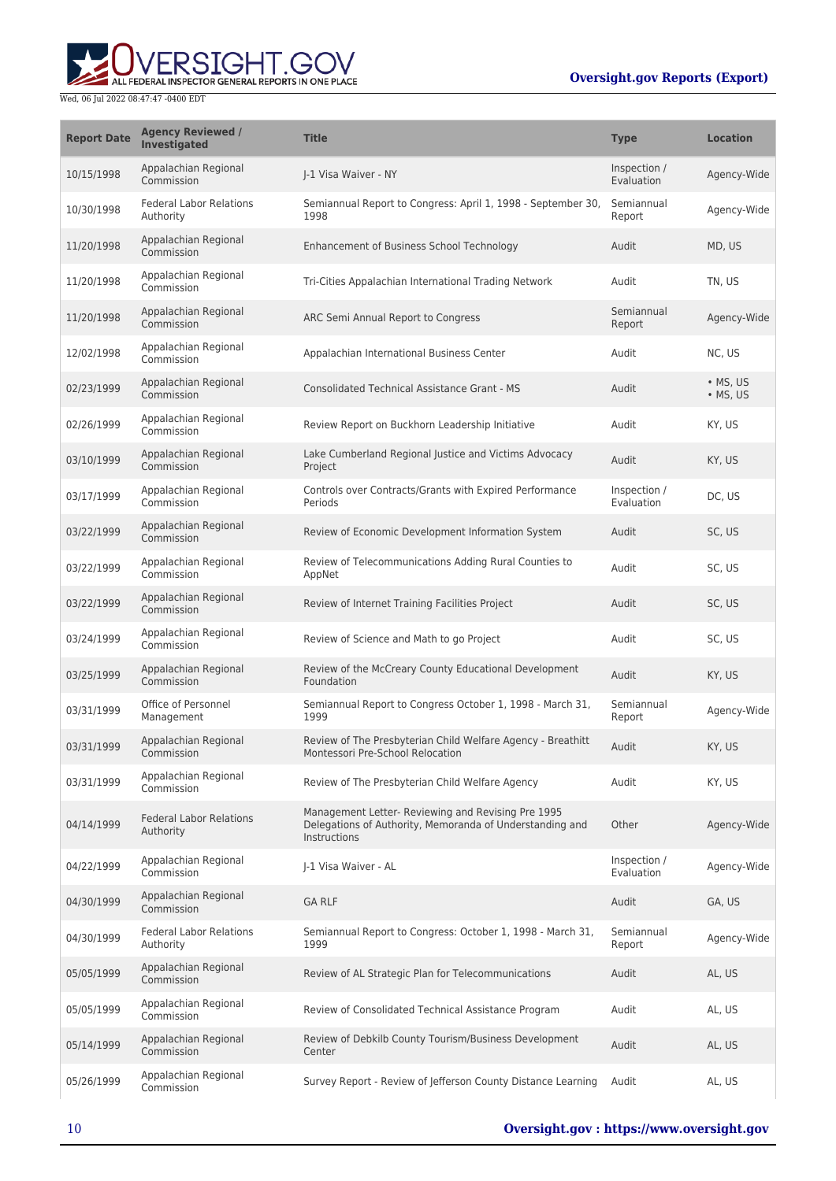| Report Date | Agency Reviewed / Investigated | Title | Type | Location |
| --- | --- | --- | --- | --- |
| 10/15/1998 | Appalachian Regional Commission | J-1 Visa Waiver - NY | Inspection / Evaluation | Agency-Wide |
| 10/30/1998 | Federal Labor Relations Authority | Semiannual Report to Congress: April 1, 1998 - September 30, 1998 | Semiannual Report | Agency-Wide |
| 11/20/1998 | Appalachian Regional Commission | Enhancement of Business School Technology | Audit | MD, US |
| 11/20/1998 | Appalachian Regional Commission | Tri-Cities Appalachian International Trading Network | Audit | TN, US |
| 11/20/1998 | Appalachian Regional Commission | ARC Semi Annual Report to Congress | Semiannual Report | Agency-Wide |
| 12/02/1998 | Appalachian Regional Commission | Appalachian International Business Center | Audit | NC, US |
| 02/23/1999 | Appalachian Regional Commission | Consolidated Technical Assistance Grant - MS | Audit | • MS, US<br>• MS, US |
| 02/26/1999 | Appalachian Regional Commission | Review Report on Buckhorn Leadership Initiative | Audit | KY, US |
| 03/10/1999 | Appalachian Regional Commission | Lake Cumberland Regional Justice and Victims Advocacy Project | Audit | KY, US |
| 03/17/1999 | Appalachian Regional Commission | Controls over Contracts/Grants with Expired Performance Periods | Inspection / Evaluation | DC, US |
| 03/22/1999 | Appalachian Regional Commission | Review of Economic Development Information System | Audit | SC, US |
| 03/22/1999 | Appalachian Regional Commission | Review of Telecommunications Adding Rural Counties to AppNet | Audit | SC, US |
| 03/22/1999 | Appalachian Regional Commission | Review of Internet Training Facilities Project | Audit | SC, US |
| 03/24/1999 | Appalachian Regional Commission | Review of Science and Math to go Project | Audit | SC, US |
| 03/25/1999 | Appalachian Regional Commission | Review of the McCreary County Educational Development Foundation | Audit | KY, US |
| 03/31/1999 | Office of Personnel Management | Semiannual Report to Congress October 1, 1998 - March 31, 1999 | Semiannual Report | Agency-Wide |
| 03/31/1999 | Appalachian Regional Commission | Review of The Presbyterian Child Welfare Agency - Breathitt Montessori Pre-School Relocation | Audit | KY, US |
| 03/31/1999 | Appalachian Regional Commission | Review of The Presbyterian Child Welfare Agency | Audit | KY, US |
| 04/14/1999 | Federal Labor Relations Authority | Management Letter- Reviewing and Revising Pre 1995 Delegations of Authority, Memoranda of Understanding and Instructions | Other | Agency-Wide |
| 04/22/1999 | Appalachian Regional Commission | J-1 Visa Waiver - AL | Inspection / Evaluation | Agency-Wide |
| 04/30/1999 | Appalachian Regional Commission | GA RLF | Audit | GA, US |
| 04/30/1999 | Federal Labor Relations Authority | Semiannual Report to Congress: October 1, 1998 - March 31, 1999 | Semiannual Report | Agency-Wide |
| 05/05/1999 | Appalachian Regional Commission | Review of AL Strategic Plan for Telecommunications | Audit | AL, US |
| 05/05/1999 | Appalachian Regional Commission | Review of Consolidated Technical Assistance Program | Audit | AL, US |
| 05/14/1999 | Appalachian Regional Commission | Review of Debkilb County Tourism/Business Development Center | Audit | AL, US |
| 05/26/1999 | Appalachian Regional Commission | Survey Report - Review of Jefferson County Distance Learning | Audit | AL, US |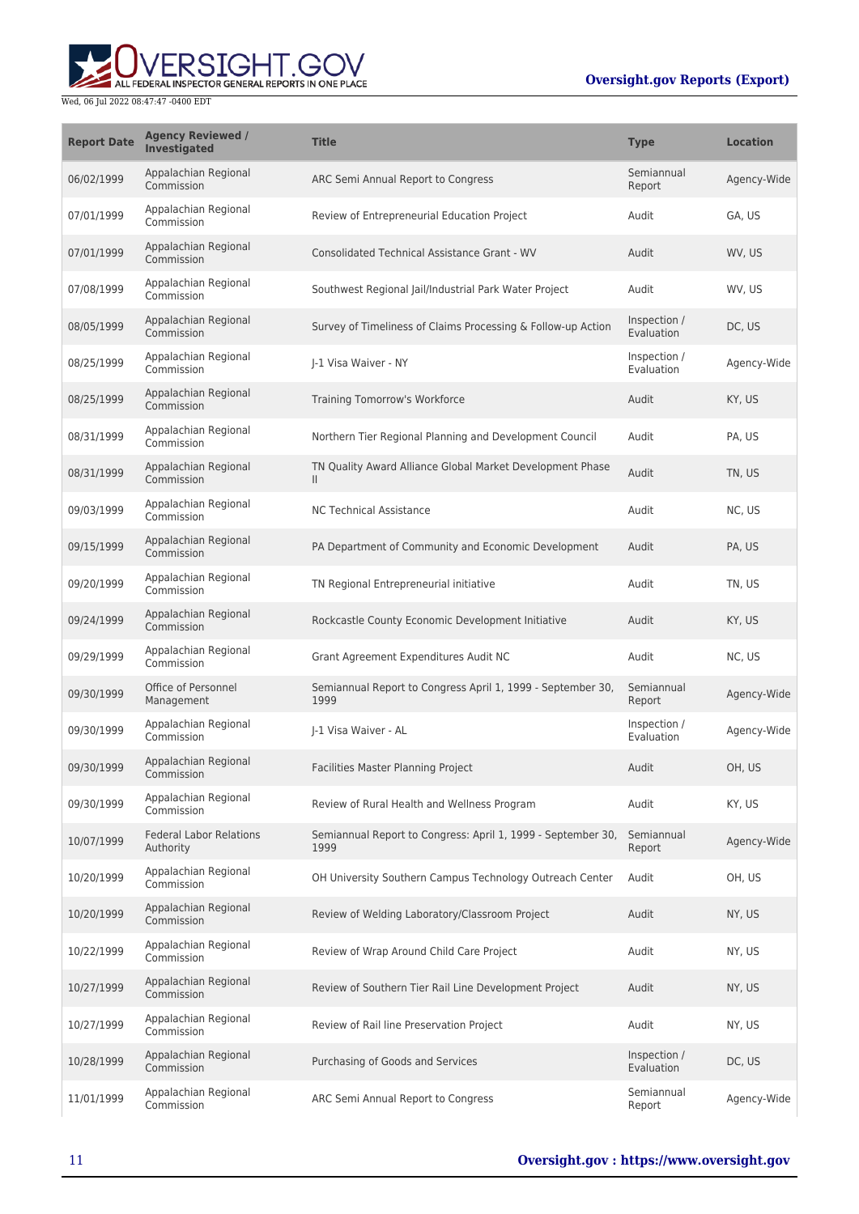| Report Date | Agency Reviewed / Investigated | Title | Type | Location |
| --- | --- | --- | --- | --- |
| 06/02/1999 | Appalachian Regional Commission | ARC Semi Annual Report to Congress | Semiannual Report | Agency-Wide |
| 07/01/1999 | Appalachian Regional Commission | Review of Entrepreneurial Education Project | Audit | GA, US |
| 07/01/1999 | Appalachian Regional Commission | Consolidated Technical Assistance Grant - WV | Audit | WV, US |
| 07/08/1999 | Appalachian Regional Commission | Southwest Regional Jail/Industrial Park Water Project | Audit | WV, US |
| 08/05/1999 | Appalachian Regional Commission | Survey of Timeliness of Claims Processing & Follow-up Action | Inspection / Evaluation | DC, US |
| 08/25/1999 | Appalachian Regional Commission | J-1 Visa Waiver - NY | Inspection / Evaluation | Agency-Wide |
| 08/25/1999 | Appalachian Regional Commission | Training Tomorrow's Workforce | Audit | KY, US |
| 08/31/1999 | Appalachian Regional Commission | Northern Tier Regional Planning and Development Council | Audit | PA, US |
| 08/31/1999 | Appalachian Regional Commission | TN Quality Award Alliance Global Market Development Phase II | Audit | TN, US |
| 09/03/1999 | Appalachian Regional Commission | NC Technical Assistance | Audit | NC, US |
| 09/15/1999 | Appalachian Regional Commission | PA Department of Community and Economic Development | Audit | PA, US |
| 09/20/1999 | Appalachian Regional Commission | TN Regional Entrepreneurial initiative | Audit | TN, US |
| 09/24/1999 | Appalachian Regional Commission | Rockcastle County Economic Development Initiative | Audit | KY, US |
| 09/29/1999 | Appalachian Regional Commission | Grant Agreement Expenditures Audit NC | Audit | NC, US |
| 09/30/1999 | Office of Personnel Management | Semiannual Report to Congress April 1, 1999 - September 30, 1999 | Semiannual Report | Agency-Wide |
| 09/30/1999 | Appalachian Regional Commission | J-1 Visa Waiver - AL | Inspection / Evaluation | Agency-Wide |
| 09/30/1999 | Appalachian Regional Commission | Facilities Master Planning Project | Audit | OH, US |
| 09/30/1999 | Appalachian Regional Commission | Review of Rural Health and Wellness Program | Audit | KY, US |
| 10/07/1999 | Federal Labor Relations Authority | Semiannual Report to Congress: April 1, 1999 - September 30, 1999 | Semiannual Report | Agency-Wide |
| 10/20/1999 | Appalachian Regional Commission | OH University Southern Campus Technology Outreach Center | Audit | OH, US |
| 10/20/1999 | Appalachian Regional Commission | Review of Welding Laboratory/Classroom Project | Audit | NY, US |
| 10/22/1999 | Appalachian Regional Commission | Review of Wrap Around Child Care Project | Audit | NY, US |
| 10/27/1999 | Appalachian Regional Commission | Review of Southern Tier Rail Line Development Project | Audit | NY, US |
| 10/27/1999 | Appalachian Regional Commission | Review of Rail line Preservation Project | Audit | NY, US |
| 10/28/1999 | Appalachian Regional Commission | Purchasing of Goods and Services | Inspection / Evaluation | DC, US |
| 11/01/1999 | Appalachian Regional Commission | ARC Semi Annual Report to Congress | Semiannual Report | Agency-Wide |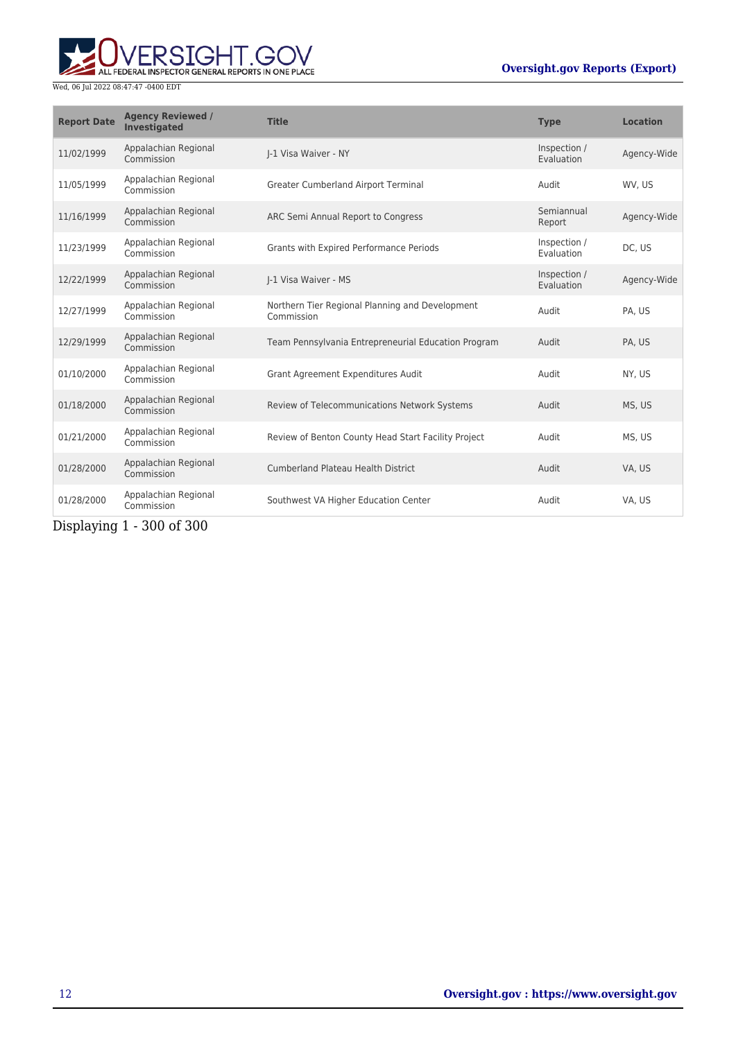| Report Date | Agency Reviewed / Investigated | Title | Type | Location |
| --- | --- | --- | --- | --- |
| 11/02/1999 | Appalachian Regional Commission | J-1 Visa Waiver - NY | Inspection / Evaluation | Agency-Wide |
| 11/05/1999 | Appalachian Regional Commission | Greater Cumberland Airport Terminal | Audit | WV, US |
| 11/16/1999 | Appalachian Regional Commission | ARC Semi Annual Report to Congress | Semiannual Report | Agency-Wide |
| 11/23/1999 | Appalachian Regional Commission | Grants with Expired Performance Periods | Inspection / Evaluation | DC, US |
| 12/22/1999 | Appalachian Regional Commission | J-1 Visa Waiver - MS | Inspection / Evaluation | Agency-Wide |
| 12/27/1999 | Appalachian Regional Commission | Northern Tier Regional Planning and Development Commission | Audit | PA, US |
| 12/29/1999 | Appalachian Regional Commission | Team Pennsylvania Entrepreneurial Education Program | Audit | PA, US |
| 01/10/2000 | Appalachian Regional Commission | Grant Agreement Expenditures Audit | Audit | NY, US |
| 01/18/2000 | Appalachian Regional Commission | Review of Telecommunications Network Systems | Audit | MS, US |
| 01/21/2000 | Appalachian Regional Commission | Review of Benton County Head Start Facility Project | Audit | MS, US |
| 01/28/2000 | Appalachian Regional Commission | Cumberland Plateau Health District | Audit | VA, US |
| 01/28/2000 | Appalachian Regional Commission | Southwest VA Higher Education Center | Audit | VA, US |

Displaying 1 - 300 of 300